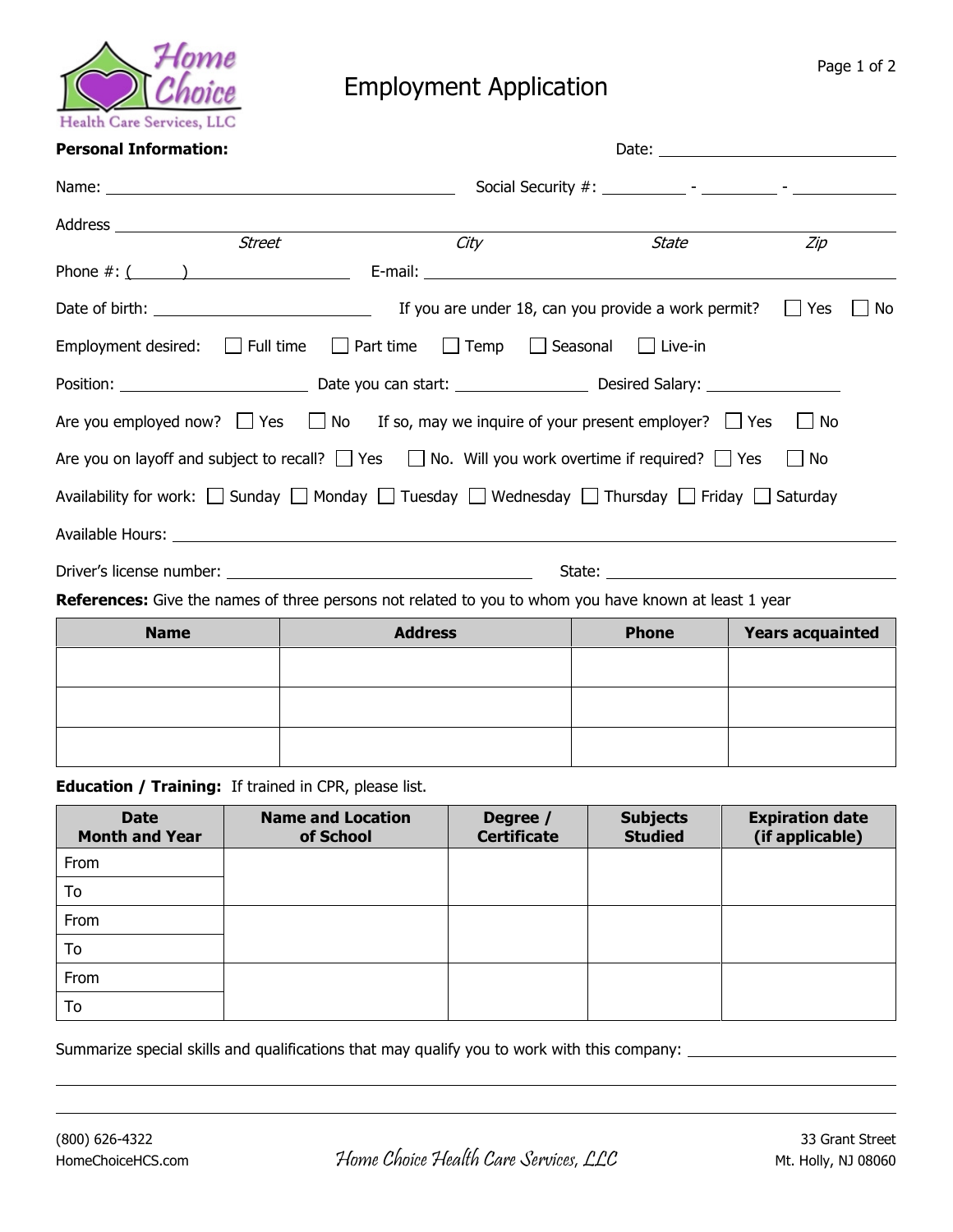Home Choice Health Care Services, LLC

# Employment Application

**Personal Information:** Date: ______________________

Name: ______________________ Social Security #: ________ - ________ - ________

Address ____________________________________________

*Street* *City* *State* *Zip*

Phone #: ( ) ______________ E-mail: ______________________

Date of birth: ______________ If you are under 18, can you provide a work permit? ☐ Yes ☐ No

Employment desired: ☐ Full time ☐ Part time ☐ Temp ☐ Seasonal ☐ Live-in

Position: ______________ Date you can start: ______________ Desired Salary: ______________

Are you employed now? ☐ Yes ☐ No If so, may we inquire of your present employer? ☐ Yes ☐ No

Are you on layoff and subject to recall? ☐ Yes ☐ No. Will you work overtime if required? ☐ Yes ☐ No

Availability for work: ☐ Sunday ☐ Monday ☐ Tuesday ☐ Wednesday ☐ Thursday ☐ Friday ☐ Saturday

Available Hours: ____________________________________________

Driver's license number: ______________________ State: ______________________

**References:** Give the names of three persons not related to you to whom you have known at least 1 year

| Name | Address | Phone | Years acquainted |
|---|---|---|---|
| | | | |
| | | | |
| | | | |

**Education / Training:** If trained in CPR, please list.

| Date Month and Year | Name and Location of School | Degree / Certificate | Subjects Studied | Expiration date (if applicable) |
|---|---|---|---|---|
| From | | | | |
| To | | | | |
| From | | | | |
| To | | | | |
| From | | | | |
| To | | | | |

Summarize special skills and qualifications that may qualify you to work with this company: ______________________

____________________________________________

____________________________________________

(800) 626-4322
HomeChoiceHCS.com

Home Choice Health Care Services, LLC

33 Grant Street
Mt. Holly, NJ 08060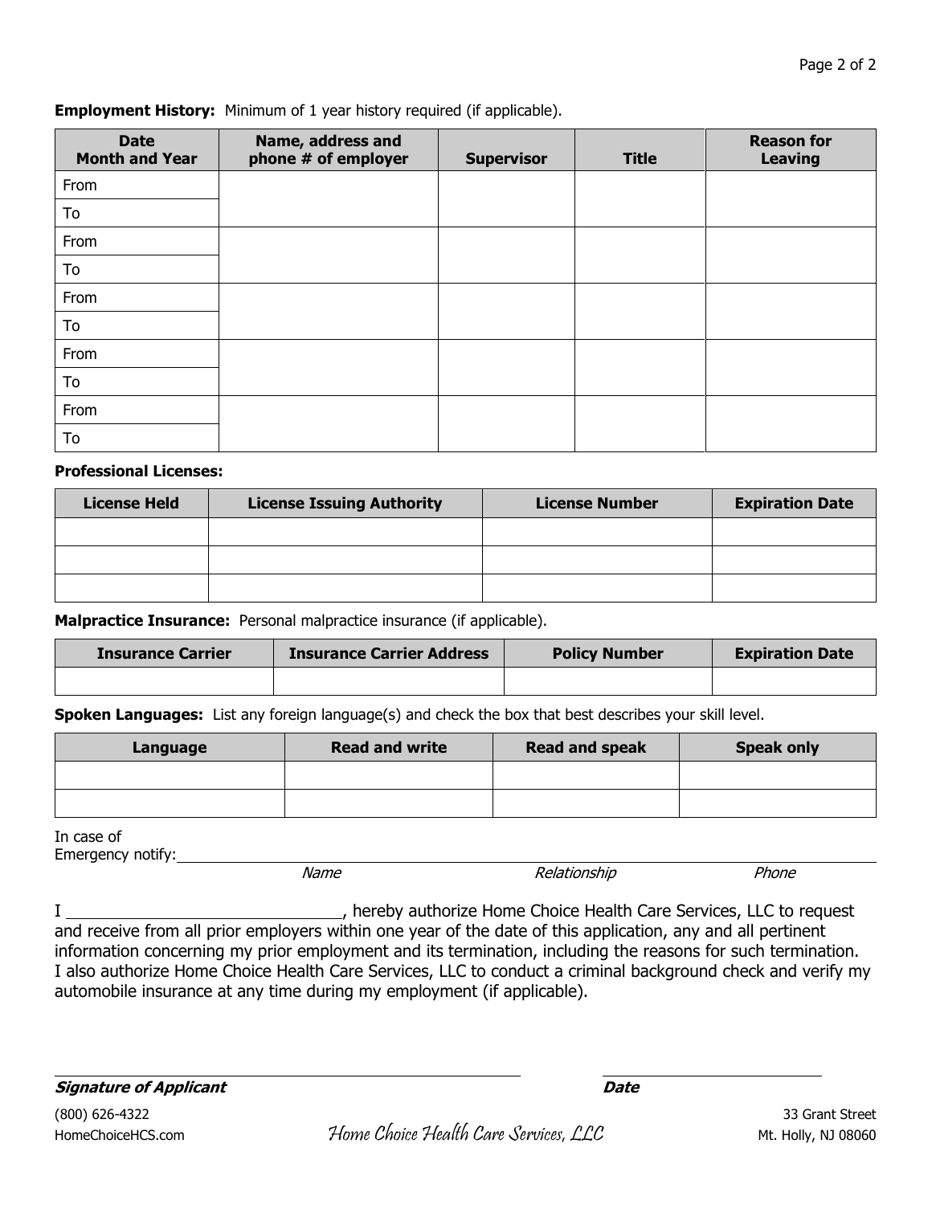**Employment History:** Minimum of 1 year history required (if applicable).

| Date Month and Year | Name, address and phone # of employer | Supervisor | Title | Reason for Leaving |
|---|---|---|---|---|
| From | | | | |
| To | | | | |
| From | | | | |
| To | | | | |
| From | | | | |
| To | | | | |
| From | | | | |
| To | | | | |
| From | | | | |
| To | | | | |

**Professional Licenses:**

| License Held | License Issuing Authority | License Number | Expiration Date |
|---|---|---|---|
| | | | |
| | | | |
| | | | |

**Malpractice Insurance:** Personal malpractice insurance (if applicable).

| Insurance Carrier | Insurance Carrier Address | Policy Number | Expiration Date |
|---|---|---|---|
| | | | |

**Spoken Languages:** List any foreign language(s) and check the box that best describes your skill level.

| Language | Read and write | Read and speak | Speak only |
|---|---|---|---|
| | | | |
| | | | |

In case of
Emergency notify: ______________________________________________

*Name* *Relationship* *Phone*

I ______________________________, hereby authorize Home Choice Health Care Services, LLC to request and receive from all prior employers within one year of the date of this application, any and all pertinent information concerning my prior employment and its termination, including the reasons for such termination. I also authorize Home Choice Health Care Services, LLC to conduct a criminal background check and verify my automobile insurance at any time during my employment (if applicable).

______________________________________________ ______________________

***Signature of Applicant*** ***Date***

(800) 626-4322
HomeChoiceHCS.com

Home Choice Health Care Services, LLC

33 Grant Street
Mt. Holly, NJ 08060